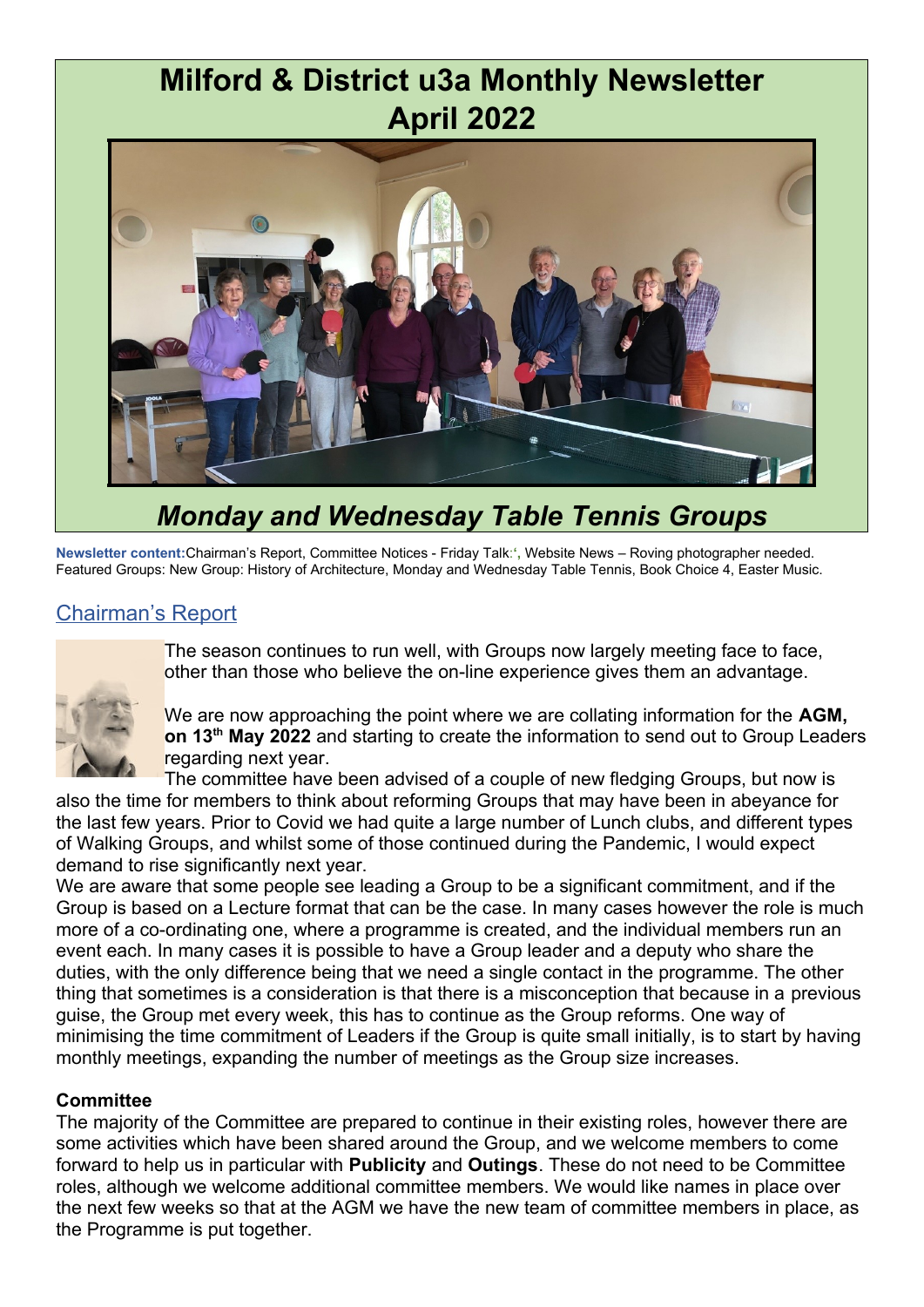# Milford & District u3a Monthly Newsletter
# April 2022

*Monday and Wednesday Table Tennis Groups*

**Newsletter content:** Chairman's Report, Committee Notices - Friday Talk:', Website News – Roving photographer needed. Featured Groups: New Group: History of Architecture, Monday and Wednesday Table Tennis, Book Choice 4, Easter Music.

## Chairman's Report

The season continues to run well, with Groups now largely meeting face to face, other than those who believe the on-line experience gives them an advantage.

We are now approaching the point where we are collating information for the **AGM, on 13th May 2022** and starting to create the information to send out to Group Leaders regarding next year.

The committee have been advised of a couple of new fledging Groups, but now is also the time for members to think about reforming Groups that may have been in abeyance for the last few years. Prior to Covid we had quite a large number of Lunch clubs, and different types of Walking Groups, and whilst some of those continued during the Pandemic, I would expect demand to rise significantly next year.

We are aware that some people see leading a Group to be a significant commitment, and if the Group is based on a Lecture format that can be the case. In many cases however the role is much more of a co-ordinating one, where a programme is created, and the individual members run an event each. In many cases it is possible to have a Group leader and a deputy who share the duties, with the only difference being that we need a single contact in the programme. The other thing that sometimes is a consideration is that there is a misconception that because in a previous guise, the Group met every week, this has to continue as the Group reforms. One way of minimising the time commitment of Leaders if the Group is quite small initially, is to start by having monthly meetings, expanding the number of meetings as the Group size increases.

### Committee

The majority of the Committee are prepared to continue in their existing roles, however there are some activities which have been shared around the Group, and we welcome members to come forward to help us in particular with **Publicity** and **Outings**. These do not need to be Committee roles, although we welcome additional committee members. We would like names in place over the next few weeks so that at the AGM we have the new team of committee members in place, as the Programme is put together.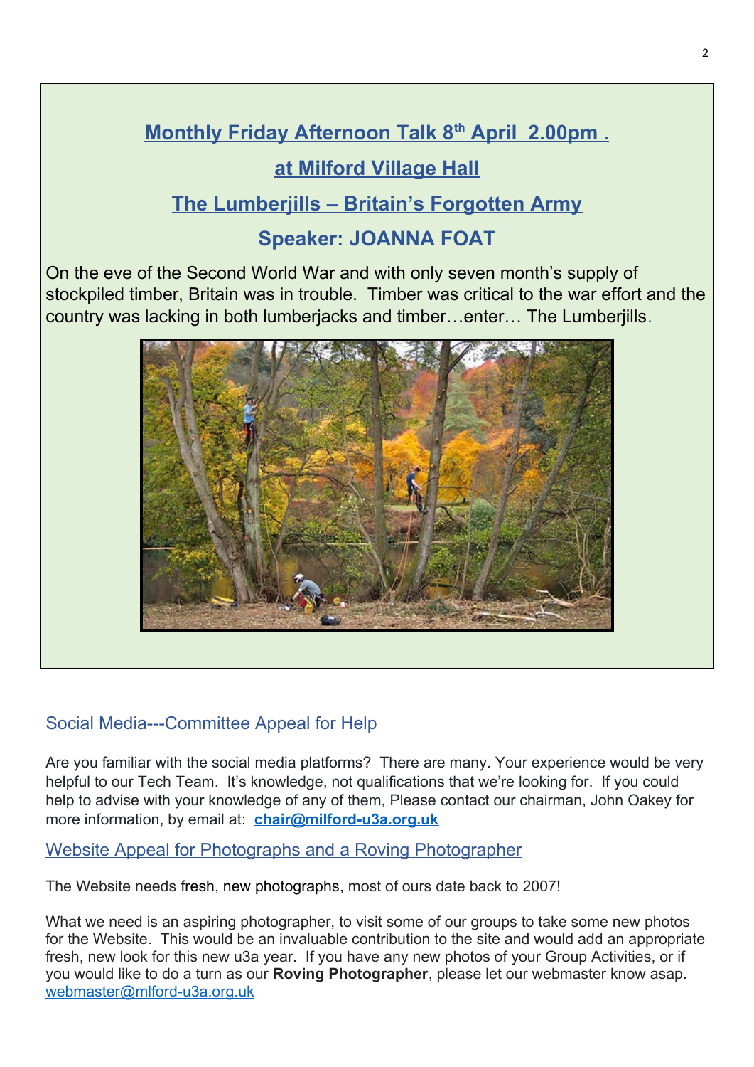## Monthly Friday Afternoon Talk 8th April 2.00pm .

## at Milford Village Hall

## The Lumberjills – Britain's Forgotten Army

## Speaker: JOANNA FOAT

On the eve of the Second World War and with only seven month's supply of stockpiled timber, Britain was in trouble. Timber was critical to the war effort and the country was lacking in both lumberjacks and timber…enter… The Lumberjills.

### Social Media---Committee Appeal for Help

Are you familiar with the social media platforms? There are many. Your experience would be very helpful to our Tech Team. It's knowledge, not qualifications that we're looking for. If you could help to advise with your knowledge of any of them, Please contact our chairman, John Oakey for more information, by email at: **chair@milford-u3a.org.uk**

### Website Appeal for Photographs and a Roving Photographer

The Website needs fresh, new photographs, most of ours date back to 2007!

What we need is an aspiring photographer, to visit some of our groups to take some new photos for the Website. This would be an invaluable contribution to the site and would add an appropriate fresh, new look for this new u3a year. If you have any new photos of your Group Activities, or if you would like to do a turn as our **Roving Photographer**, please let our webmaster know asap. webmaster@mlford-u3a.org.uk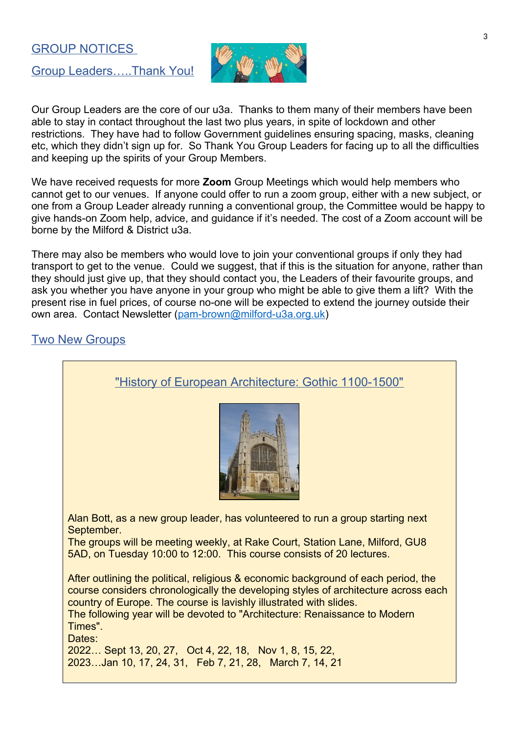## GROUP NOTICES

### Group Leaders…..Thank You!

Our Group Leaders are the core of our u3a. Thanks to them many of their members have been able to stay in contact throughout the last two plus years, in spite of lockdown and other restrictions. They have had to follow Government guidelines ensuring spacing, masks, cleaning etc, which they didn't sign up for. So Thank You Group Leaders for facing up to all the difficulties and keeping up the spirits of your Group Members.

We have received requests for more **Zoom** Group Meetings which would help members who cannot get to our venues. If anyone could offer to run a zoom group, either with a new subject, or one from a Group Leader already running a conventional group, the Committee would be happy to give hands-on Zoom help, advice, and guidance if it's needed. The cost of a Zoom account will be borne by the Milford & District u3a.

There may also be members who would love to join your conventional groups if only they had transport to get to the venue. Could we suggest, that if this is the situation for anyone, rather than they should just give up, that they should contact you, the Leaders of their favourite groups, and ask you whether you have anyone in your group who might be able to give them a lift? With the present rise in fuel prices, of course no-one will be expected to extend the journey outside their own area. Contact Newsletter (pam-brown@milford-u3a.org.uk)

### Two New Groups

#### "History of European Architecture: Gothic 1100-1500"

Alan Bott, as a new group leader, has volunteered to run a group starting next September.
The groups will be meeting weekly, at Rake Court, Station Lane, Milford, GU8 5AD, on Tuesday 10:00 to 12:00. This course consists of 20 lectures.

After outlining the political, religious & economic background of each period, the course considers chronologically the developing styles of architecture across each country of Europe. The course is lavishly illustrated with slides.
The following year will be devoted to "Architecture: Renaissance to Modern Times".
Dates:
2022… Sept 13, 20, 27, Oct 4, 22, 18, Nov 1, 8, 15, 22,
2023…Jan 10, 17, 24, 31, Feb 7, 21, 28, March 7, 14, 21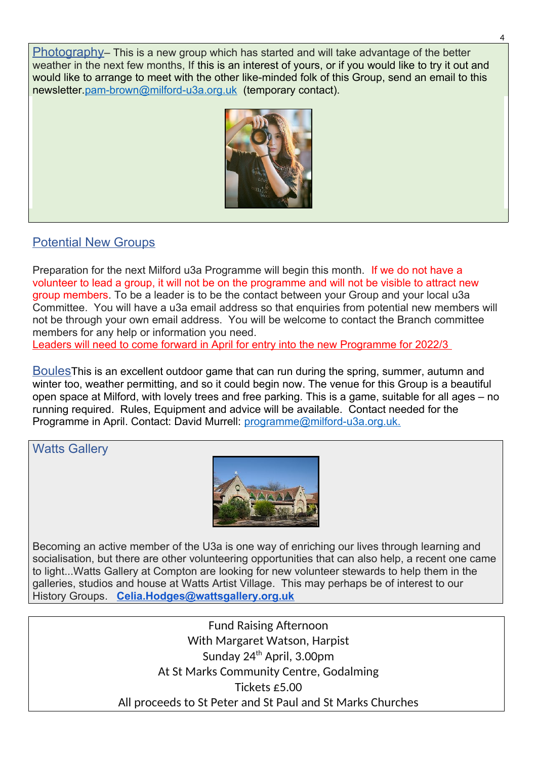**Photography**– This is a new group which has started and will take advantage of the better weather in the next few months, If this is an interest of yours, or if you would like to try it out and would like to arrange to meet with the other like-minded folk of this Group, send an email to this newsletter.pam-brown@milford-u3a.org.uk (temporary contact).

## Potential New Groups

Preparation for the next Milford u3a Programme will begin this month. If we do not have a volunteer to lead a group, it will not be on the programme and will not be visible to attract new group members. To be a leader is to be the contact between your Group and your local u3a Committee. You will have a u3a email address so that enquiries from potential new members will not be through your own email address. You will be welcome to contact the Branch committee members for any help or information you need.

Leaders will need to come forward in April for entry into the new Programme for 2022/3

**Boules** This is an excellent outdoor game that can run during the spring, summer, autumn and winter too, weather permitting, and so it could begin now. The venue for this Group is a beautiful open space at Milford, with lovely trees and free parking. This is a game, suitable for all ages – no running required. Rules, Equipment and advice will be available. Contact needed for the Programme in April. Contact: David Murrell: programme@milford-u3a.org.uk.

## Watts Gallery

Becoming an active member of the U3a is one way of enriching our lives through learning and socialisation, but there are other volunteering opportunities that can also help, a recent one came to light...Watts Gallery at Compton are looking for new volunteer stewards to help them in the galleries, studios and house at Watts Artist Village. This may perhaps be of interest to our History Groups. **Celia.Hodges@wattsgallery.org.uk**

Fund Raising Afternoon
With Margaret Watson, Harpist
Sunday 24th April, 3.00pm
At St Marks Community Centre, Godalming
Tickets £5.00
All proceeds to St Peter and St Paul and St Marks Churches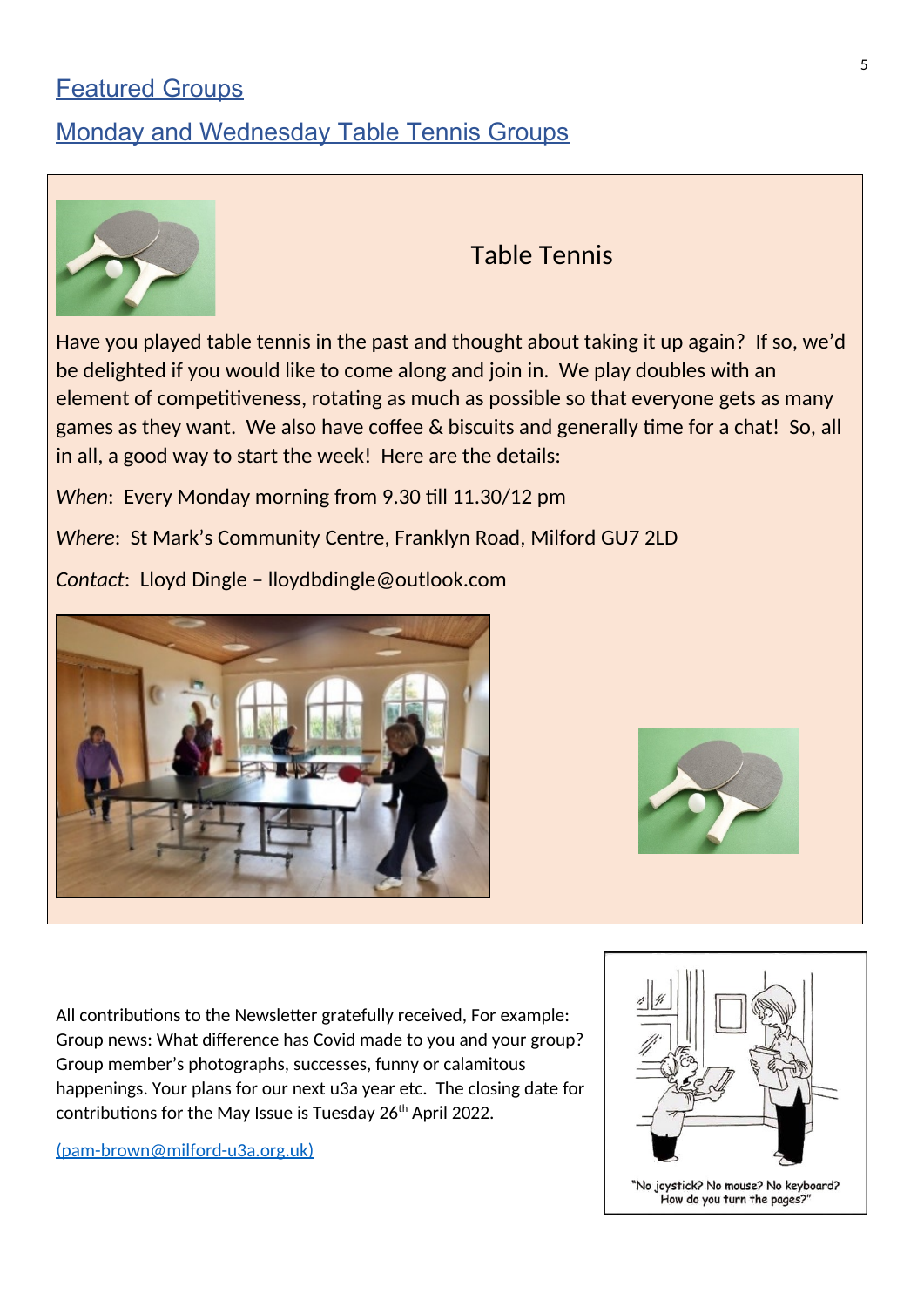## Featured Groups

## Monday and Wednesday Table Tennis Groups

### Table Tennis

Have you played table tennis in the past and thought about taking it up again? If so, we'd be delighted if you would like to come along and join in. We play doubles with an element of competitiveness, rotating as much as possible so that everyone gets as many games as they want. We also have coffee & biscuits and generally time for a chat! So, all in all, a good way to start the week! Here are the details:

*When*: Every Monday morning from 9.30 till 11.30/12 pm

*Where*: St Mark's Community Centre, Franklyn Road, Milford GU7 2LD

*Contact*: Lloyd Dingle – lloydbdingle@outlook.com

All contributions to the Newsletter gratefully received, For example: Group news: What difference has Covid made to you and your group? Group member's photographs, successes, funny or calamitous happenings. Your plans for our next u3a year etc. The closing date for contributions for the May Issue is Tuesday 26th April 2022.

(pam-brown@milford-u3a.org.uk)

"No joystick? No mouse? No keyboard? How do you turn the pages?"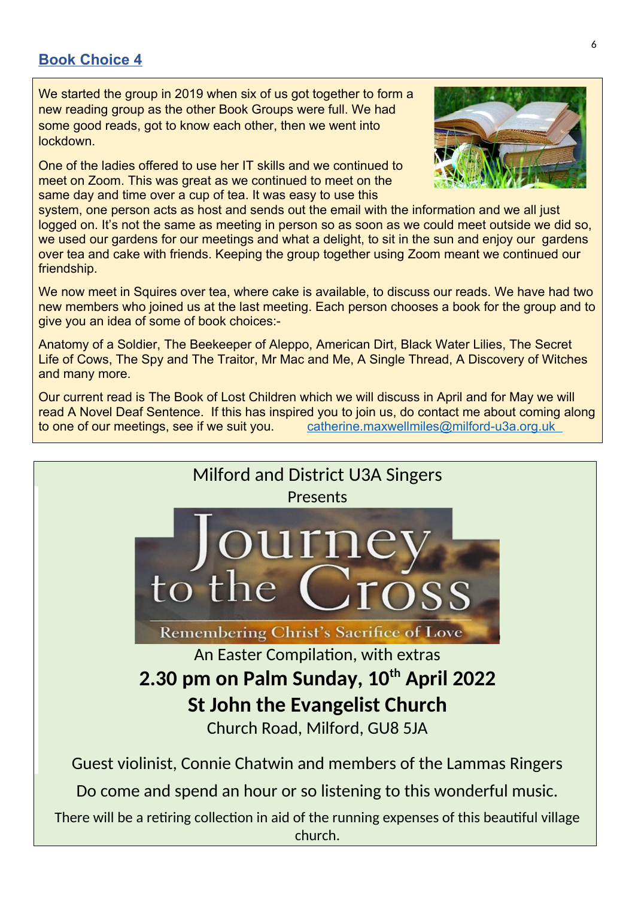## Book Choice 4

We started the group in 2019 when six of us got together to form a new reading group as the other Book Groups were full. We had some good reads, got to know each other, then we went into lockdown.

One of the ladies offered to use her IT skills and we continued to meet on Zoom. This was great as we continued to meet on the same day and time over a cup of tea. It was easy to use this system, one person acts as host and sends out the email with the information and we all just logged on. It's not the same as meeting in person so as soon as we could meet outside we did so, we used our gardens for our meetings and what a delight, to sit in the sun and enjoy our gardens over tea and cake with friends. Keeping the group together using Zoom meant we continued our friendship.

We now meet in Squires over tea, where cake is available, to discuss our reads. We have had two new members who joined us at the last meeting. Each person chooses a book for the group and to give you an idea of some of book choices:-

Anatomy of a Soldier, The Beekeeper of Aleppo, American Dirt, Black Water Lilies, The Secret Life of Cows, The Spy and The Traitor, Mr Mac and Me, A Single Thread, A Discovery of Witches and many more.

Our current read is The Book of Lost Children which we will discuss in April and for May we will read A Novel Deaf Sentence. If this has inspired you to join us, do contact me about coming along to one of our meetings, see if we suit you. catherine.maxwellmiles@milford-u3a.org.uk

---

Milford and District U3A Singers

Presents

Journey to the Cross

Remembering Christ's Sacrifice of Love

An Easter Compilation, with extras

**2.30 pm on Palm Sunday, 10th April 2022**

**St John the Evangelist Church**

Church Road, Milford, GU8 5JA

Guest violinist, Connie Chatwin and members of the Lammas Ringers

Do come and spend an hour or so listening to this wonderful music.

There will be a retiring collection in aid of the running expenses of this beautiful village church.